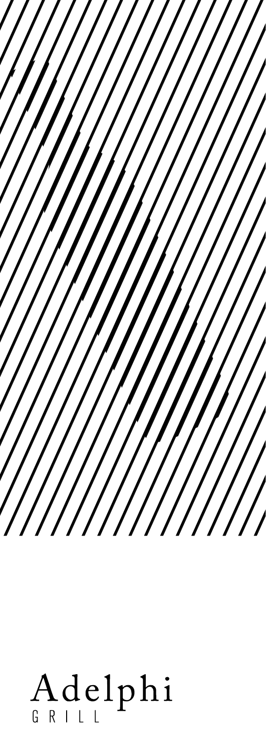# Adelphi

GRILL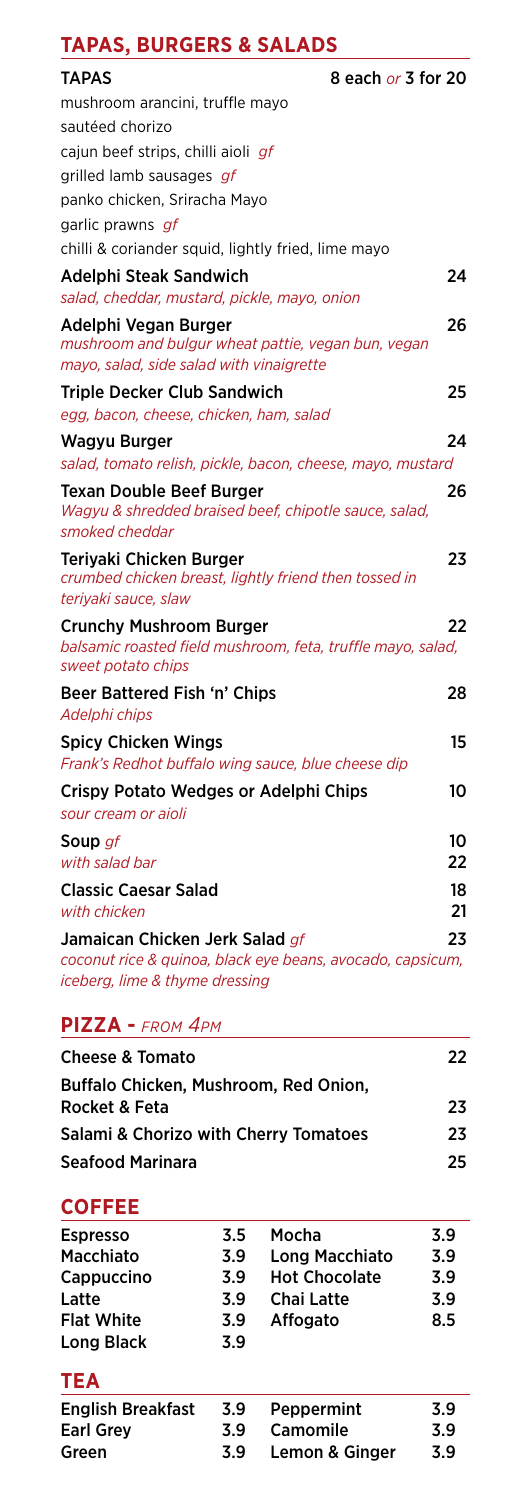## TAPAS, BURGERS & SALADS

**TAPAS** — 8 each *or* 3 for 20

mushroom arancini, truffle mayo
sautéed chorizo
cajun beef strips, chilli aioli *gf*
grilled lamb sausages *gf*
panko chicken, Sriracha Mayo
garlic prawns *gf*
chilli & coriander squid, lightly fried, lime mayo

**Adelphi Steak Sandwich** — 24
*salad, cheddar, mustard, pickle, mayo, onion*

**Adelphi Vegan Burger** — 26
*mushroom and bulgur wheat pattie, vegan bun, vegan mayo, salad, side salad with vinaigrette*

**Triple Decker Club Sandwich** — 25
*egg, bacon, cheese, chicken, ham, salad*

**Wagyu Burger** — 24
*salad, tomato relish, pickle, bacon, cheese, mayo, mustard*

**Texan Double Beef Burger** — 26
*Wagyu & shredded braised beef, chipotle sauce, salad, smoked cheddar*

**Teriyaki Chicken Burger** — 23
*crumbed chicken breast, lightly friend then tossed in teriyaki sauce, slaw*

**Crunchy Mushroom Burger** — 22
*balsamic roasted field mushroom, feta, truffle mayo, salad, sweet potato chips*

**Beer Battered Fish 'n' Chips** — 28
*Adelphi chips*

**Spicy Chicken Wings** — 15
*Frank's Redhot buffalo wing sauce, blue cheese dip*

**Crispy Potato Wedges or Adelphi Chips** — 10
*sour cream or aioli*

**Soup** *gf* — 10
*with salad bar* — 22

**Classic Caesar Salad** — 18
*with chicken* — 21

**Jamaican Chicken Jerk Salad** *gf* — 23
*coconut rice & quinoa, black eye beans, avocado, capsicum, iceberg, lime & thyme dressing*

## PIZZA - *FROM 4PM*

| Pizza | Price |
|---|---|
| Cheese & Tomato | 22 |
| Buffalo Chicken, Mushroom, Red Onion, Rocket & Feta | 23 |
| Salami & Chorizo with Cherry Tomatoes | 23 |
| Seafood Marinara | 25 |

## COFFEE

| | | | |
|---|---|---|---|
| Espresso | 3.5 | Mocha | 3.9 |
| Macchiato | 3.9 | Long Macchiato | 3.9 |
| Cappuccino | 3.9 | Hot Chocolate | 3.9 |
| Latte | 3.9 | Chai Latte | 3.9 |
| Flat White | 3.9 | Affogato | 8.5 |
| Long Black | 3.9 | | |

## TEA

| | | | |
|---|---|---|---|
| English Breakfast | 3.9 | Peppermint | 3.9 |
| Earl Grey | 3.9 | Camomile | 3.9 |
| Green | 3.9 | Lemon & Ginger | 3.9 |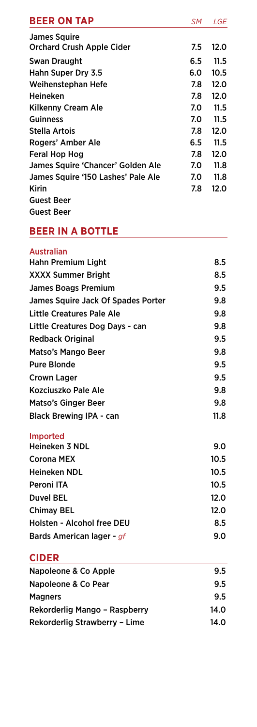## BEER ON TAP

| | *SM* | *LGE* |
|---|---|---|
| James Squire Orchard Crush Apple Cider | 7.5 | 12.0 |
| Swan Draught | 6.5 | 11.5 |
| Hahn Super Dry 3.5 | 6.0 | 10.5 |
| Weihenstephan Hefe | 7.8 | 12.0 |
| Heineken | 7.8 | 12.0 |
| Kilkenny Cream Ale | 7.0 | 11.5 |
| Guinness | 7.0 | 11.5 |
| Stella Artois | 7.8 | 12.0 |
| Rogers' Amber Ale | 6.5 | 11.5 |
| Feral Hop Hog | 7.8 | 12.0 |
| James Squire 'Chancer' Golden Ale | 7.0 | 11.8 |
| James Squire '150 Lashes' Pale Ale | 7.0 | 11.8 |
| Kirin | 7.8 | 12.0 |
| Guest Beer | | |
| Guest Beer | | |

## BEER IN A BOTTLE

### Australian

| | |
|---|---|
| Hahn Premium Light | 8.5 |
| XXXX Summer Bright | 8.5 |
| James Boags Premium | 9.5 |
| James Squire Jack Of Spades Porter | 9.8 |
| Little Creatures Pale Ale | 9.8 |
| Little Creatures Dog Days - can | 9.8 |
| Redback Original | 9.5 |
| Matso's Mango Beer | 9.8 |
| Pure Blonde | 9.5 |
| Crown Lager | 9.5 |
| Kozciuszko Pale Ale | 9.8 |
| Matso's Ginger Beer | 9.8 |
| Black Brewing IPA - can | 11.8 |

### Imported

| | |
|---|---|
| Heineken 3 NDL | 9.0 |
| Corona MEX | 10.5 |
| Heineken NDL | 10.5 |
| Peroni ITA | 10.5 |
| Duvel BEL | 12.0 |
| Chimay BEL | 12.0 |
| Holsten - Alcohol free DEU | 8.5 |
| Bards American lager - *gf* | 9.0 |

## CIDER

| | |
|---|---|
| Napoleone & Co Apple | 9.5 |
| Napoleone & Co Pear | 9.5 |
| Magners | 9.5 |
| Rekorderlig Mango – Raspberry | 14.0 |
| Rekorderlig Strawberry – Lime | 14.0 |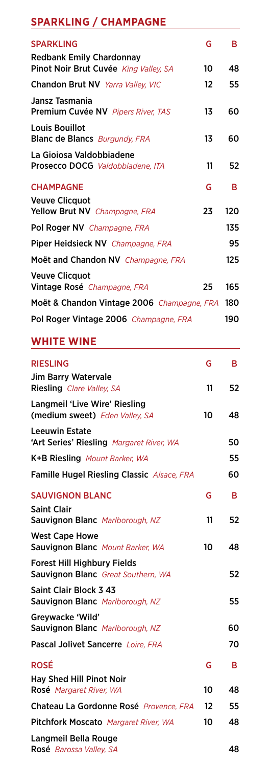## SPARKLING / CHAMPAGNE

| SPARKLING | G | B |
|---|---|---|
| **Redbank Emily Chardonnay Pinot Noir Brut Cuvée** *King Valley, SA* | 10 | 48 |
| **Chandon Brut NV** *Yarra Valley, VIC* | 12 | 55 |
| **Jansz Tasmania Premium Cuvée NV** *Pipers River, TAS* | 13 | 60 |
| **Louis Bouillot Blanc de Blancs** *Burgundy, FRA* | 13 | 60 |
| **La Gioiosa Valdobbiadene Prosecco DOCG** *Valdobbiadene, ITA* | 11 | 52 |

| CHAMPAGNE | G | B |
|---|---|---|
| **Veuve Clicquot Yellow Brut NV** *Champagne, FRA* | 23 | 120 |
| **Pol Roger NV** *Champagne, FRA* | | 135 |
| **Piper Heidsieck NV** *Champagne, FRA* | | 95 |
| **Moët and Chandon NV** *Champagne, FRA* | | 125 |
| **Veuve Clicquot Vintage Rosé** *Champagne, FRA* | 25 | 165 |
| **Moët & Chandon Vintage 2006** *Champagne, FRA* | | 180 |
| **Pol Roger Vintage 2006** *Champagne, FRA* | | 190 |

## WHITE WINE

| RIESLING | G | B |
|---|---|---|
| **Jim Barry Watervale Riesling** *Clare Valley, SA* | 11 | 52 |
| **Langmeil 'Live Wire' Riesling (medium sweet)** *Eden Valley, SA* | 10 | 48 |
| **Leeuwin Estate 'Art Series' Riesling** *Margaret River, WA* | | 50 |
| **K+B Riesling** *Mount Barker, WA* | | 55 |
| **Famille Hugel Riesling Classic** *Alsace, FRA* | | 60 |

| SAUVIGNON BLANC | G | B |
|---|---|---|
| **Saint Clair Sauvignon Blanc** *Marlborough, NZ* | 11 | 52 |
| **West Cape Howe Sauvignon Blanc** *Mount Barker, WA* | 10 | 48 |
| **Forest Hill Highbury Fields Sauvignon Blanc** *Great Southern, WA* | | 52 |
| **Saint Clair Block 3 43 Sauvignon Blanc** *Marlborough, NZ* | | 55 |
| **Greywacke 'Wild' Sauvignon Blanc** *Marlborough, NZ* | | 60 |
| **Pascal Jolivet Sancerre** *Loire, FRA* | | 70 |

| ROSÉ | G | B |
|---|---|---|
| **Hay Shed Hill Pinot Noir Rosé** *Margaret River, WA* | 10 | 48 |
| **Chateau La Gordonne Rosé** *Provence, FRA* | 12 | 55 |
| **Pitchfork Moscato** *Margaret River, WA* | 10 | 48 |
| **Langmeil Bella Rouge Rosé** *Barossa Valley, SA* | | 48 |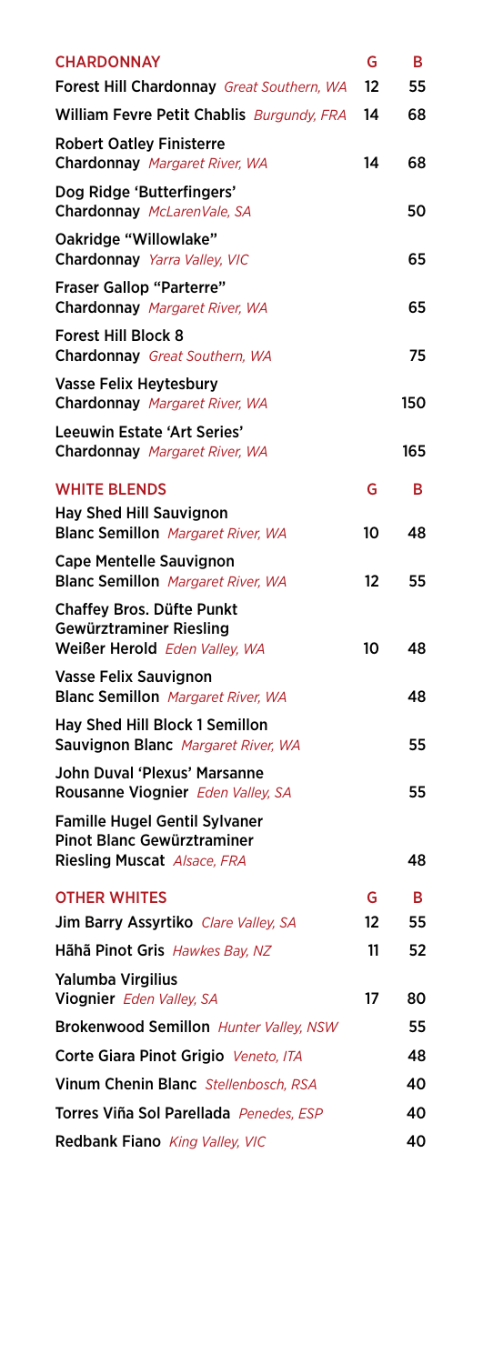| CHARDONNAY | G | B |
| --- | --- | --- |
| **Forest Hill Chardonnay** *Great Southern, WA* | 12 | 55 |
| **William Fevre Petit Chablis** *Burgundy, FRA* | 14 | 68 |
| **Robert Oatley Finisterre Chardonnay** *Margaret River, WA* | 14 | 68 |
| **Dog Ridge 'Butterfingers' Chardonnay** *McLarenVale, SA* | | 50 |
| **Oakridge "Willowlake" Chardonnay** *Yarra Valley, VIC* | | 65 |
| **Fraser Gallop "Parterre" Chardonnay** *Margaret River, WA* | | 65 |
| **Forest Hill Block 8 Chardonnay** *Great Southern, WA* | | 75 |
| **Vasse Felix Heytesbury Chardonnay** *Margaret River, WA* | | 150 |
| **Leeuwin Estate 'Art Series' Chardonnay** *Margaret River, WA* | | 165 |

| WHITE BLENDS | G | B |
| --- | --- | --- |
| **Hay Shed Hill Sauvignon Blanc Semillon** *Margaret River, WA* | 10 | 48 |
| **Cape Mentelle Sauvignon Blanc Semillon** *Margaret River, WA* | 12 | 55 |
| **Chaffey Bros. Düfte Punkt Gewürztraminer Riesling Weißer Herold** *Eden Valley, WA* | 10 | 48 |
| **Vasse Felix Sauvignon Blanc Semillon** *Margaret River, WA* | | 48 |
| **Hay Shed Hill Block 1 Semillon Sauvignon Blanc** *Margaret River, WA* | | 55 |
| **John Duval 'Plexus' Marsanne Rousanne Viognier** *Eden Valley, SA* | | 55 |
| **Famille Hugel Gentil Sylvaner Pinot Blanc Gewürztraminer Riesling Muscat** *Alsace, FRA* | | 48 |

| OTHER WHITES | G | B |
| --- | --- | --- |
| **Jim Barry Assyrtiko** *Clare Valley, SA* | 12 | 55 |
| **Hãhã Pinot Gris** *Hawkes Bay, NZ* | 11 | 52 |
| **Yalumba Virgilius Viognier** *Eden Valley, SA* | 17 | 80 |
| **Brokenwood Semillon** *Hunter Valley, NSW* | | 55 |
| **Corte Giara Pinot Grigio** *Veneto, ITA* | | 48 |
| **Vinum Chenin Blanc** *Stellenbosch, RSA* | | 40 |
| **Torres Viña Sol Parellada** *Penedes, ESP* | | 40 |
| **Redbank Fiano** *King Valley, VIC* | | 40 |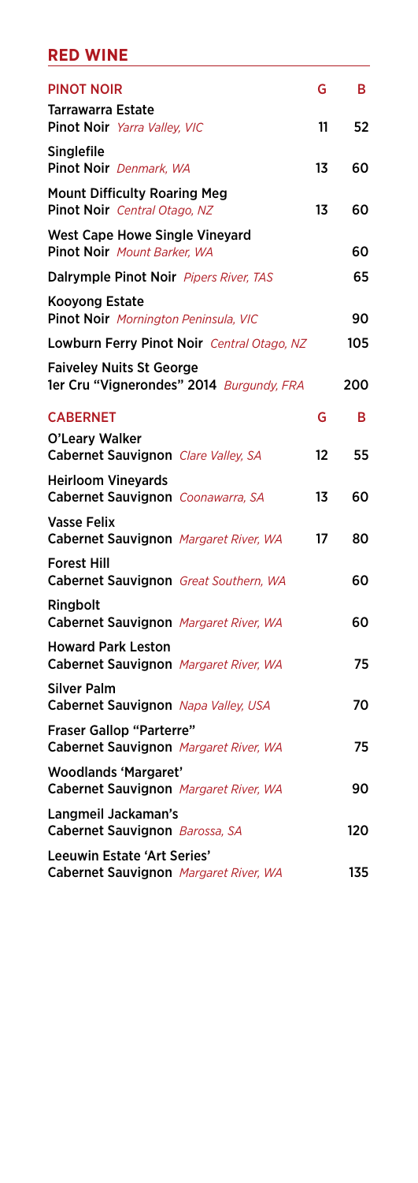## RED WINE

| PINOT NOIR | G | B |
|---|---|---|
| **Tarrawarra Estate** **Pinot Noir** *Yarra Valley, VIC* | 11 | 52 |
| **Singlefile** **Pinot Noir** *Denmark, WA* | 13 | 60 |
| **Mount Difficulty Roaring Meg** **Pinot Noir** *Central Otago, NZ* | 13 | 60 |
| **West Cape Howe Single Vineyard** **Pinot Noir** *Mount Barker, WA* | | 60 |
| **Dalrymple Pinot Noir** *Pipers River, TAS* | | 65 |
| **Kooyong Estate** **Pinot Noir** *Mornington Peninsula, VIC* | | 90 |
| **Lowburn Ferry Pinot Noir** *Central Otago, NZ* | | 105 |
| **Faiveley Nuits St George** **1er Cru "Vignerondes" 2014** *Burgundy, FRA* | | 200 |

| CABERNET | G | B |
|---|---|---|
| **O'Leary Walker** **Cabernet Sauvignon** *Clare Valley, SA* | 12 | 55 |
| **Heirloom Vineyards** **Cabernet Sauvignon** *Coonawarra, SA* | 13 | 60 |
| **Vasse Felix** **Cabernet Sauvignon** *Margaret River, WA* | 17 | 80 |
| **Forest Hill** **Cabernet Sauvignon** *Great Southern, WA* | | 60 |
| **Ringbolt** **Cabernet Sauvignon** *Margaret River, WA* | | 60 |
| **Howard Park Leston** **Cabernet Sauvignon** *Margaret River, WA* | | 75 |
| **Silver Palm** **Cabernet Sauvignon** *Napa Valley, USA* | | 70 |
| **Fraser Gallop "Parterre"** **Cabernet Sauvignon** *Margaret River, WA* | | 75 |
| **Woodlands 'Margaret'** **Cabernet Sauvignon** *Margaret River, WA* | | 90 |
| **Langmeil Jackaman's** **Cabernet Sauvignon** *Barossa, SA* | | 120 |
| **Leeuwin Estate 'Art Series'** **Cabernet Sauvignon** *Margaret River, WA* | | 135 |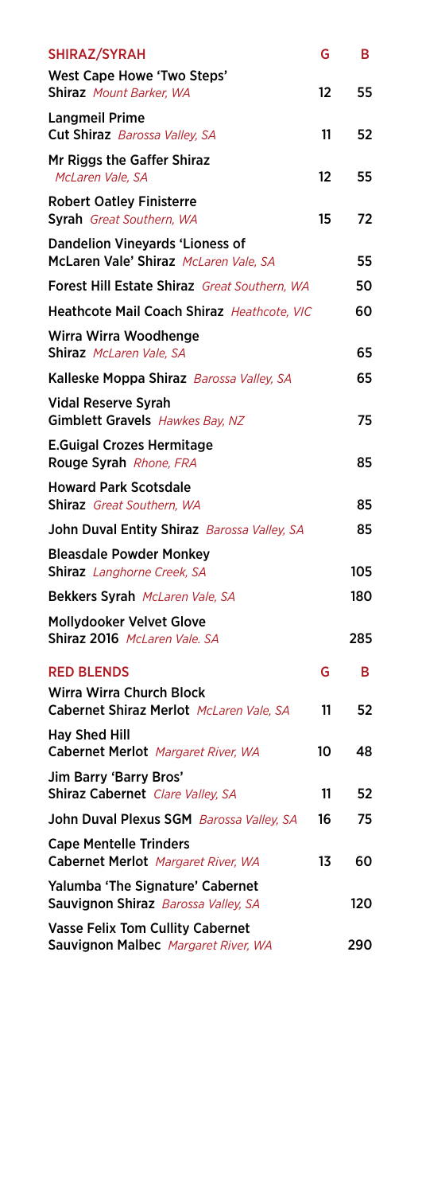| SHIRAZ/SYRAH | G | B |
|---|---|---|
| **West Cape Howe 'Two Steps' Shiraz** *Mount Barker, WA* | 12 | 55 |
| **Langmeil Prime Cut Shiraz** *Barossa Valley, SA* | 11 | 52 |
| **Mr Riggs the Gaffer Shiraz** *McLaren Vale, SA* | 12 | 55 |
| **Robert Oatley Finisterre Syrah** *Great Southern, WA* | 15 | 72 |
| **Dandelion Vineyards 'Lioness of McLaren Vale' Shiraz** *McLaren Vale, SA* | | 55 |
| **Forest Hill Estate Shiraz** *Great Southern, WA* | | 50 |
| **Heathcote Mail Coach Shiraz** *Heathcote, VIC* | | 60 |
| **Wirra Wirra Woodhenge Shiraz** *McLaren Vale, SA* | | 65 |
| **Kalleske Moppa Shiraz** *Barossa Valley, SA* | | 65 |
| **Vidal Reserve Syrah Gimblett Gravels** *Hawkes Bay, NZ* | | 75 |
| **E.Guigal Crozes Hermitage Rouge Syrah** *Rhone, FRA* | | 85 |
| **Howard Park Scotsdale Shiraz** *Great Southern, WA* | | 85 |
| **John Duval Entity Shiraz** *Barossa Valley, SA* | | 85 |
| **Bleasdale Powder Monkey Shiraz** *Langhorne Creek, SA* | | 105 |
| **Bekkers Syrah** *McLaren Vale, SA* | | 180 |
| **Mollydooker Velvet Glove Shiraz 2016** *McLaren Vale. SA* | | 285 |

| RED BLENDS | G | B |
|---|---|---|
| **Wirra Wirra Church Block Cabernet Shiraz Merlot** *McLaren Vale, SA* | 11 | 52 |
| **Hay Shed Hill Cabernet Merlot** *Margaret River, WA* | 10 | 48 |
| **Jim Barry 'Barry Bros' Shiraz Cabernet** *Clare Valley, SA* | 11 | 52 |
| **John Duval Plexus SGM** *Barossa Valley, SA* | 16 | 75 |
| **Cape Mentelle Trinders Cabernet Merlot** *Margaret River, WA* | 13 | 60 |
| **Yalumba 'The Signature' Cabernet Sauvignon Shiraz** *Barossa Valley, SA* | | 120 |
| **Vasse Felix Tom Cullity Cabernet Sauvignon Malbec** *Margaret River, WA* | | 290 |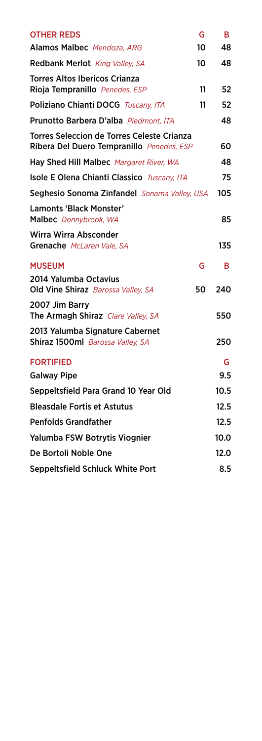| OTHER REDS | G | B |
| --- | --- | --- |
| **Alamos Malbec** *Mendoza, ARG* | 10 | 48 |
| **Redbank Merlot** *King Valley, SA* | 10 | 48 |
| **Torres Altos Ibericos Crianza Rioja Tempranillo** *Penedes, ESP* | 11 | 52 |
| **Poliziano Chianti DOCG** *Tuscany, ITA* | 11 | 52 |
| **Prunotto Barbera D'alba** *Piedmont, ITA* | | 48 |
| **Torres Seleccion de Torres Celeste Crianza Ribera Del Duero Tempranillo** *Penedes, ESP* | | 60 |
| **Hay Shed Hill Malbec** *Margaret River, WA* | | 48 |
| **Isole E Olena Chianti Classico** *Tuscany, ITA* | | 75 |
| **Seghesio Sonoma Zinfandel** *Sonama Valley, USA* | | 105 |
| **Lamonts 'Black Monster' Malbec** *Donnybrook, WA* | | 85 |
| **Wirra Wirra Absconder Grenache** *McLaren Vale, SA* | | 135 |

| MUSEUM | G | B |
| --- | --- | --- |
| **2014 Yalumba Octavius Old Vine Shiraz** *Barossa Valley, SA* | 50 | 240 |
| **2007 Jim Barry The Armagh Shiraz** *Clare Valley, SA* | | 550 |
| **2013 Yalumba Signature Cabernet Shiraz 1500ml** *Barossa Valley, SA* | | 250 |

| FORTIFIED | G |
| --- | --- |
| **Galway Pipe** | 9.5 |
| **Seppeltsfield Para Grand 10 Year Old** | 10.5 |
| **Bleasdale Fortis et Astutus** | 12.5 |
| **Penfolds Grandfather** | 12.5 |
| **Yalumba FSW Botrytis Viognier** | 10.0 |
| **De Bortoli Noble One** | 12.0 |
| **Seppeltsfield Schluck White Port** | 8.5 |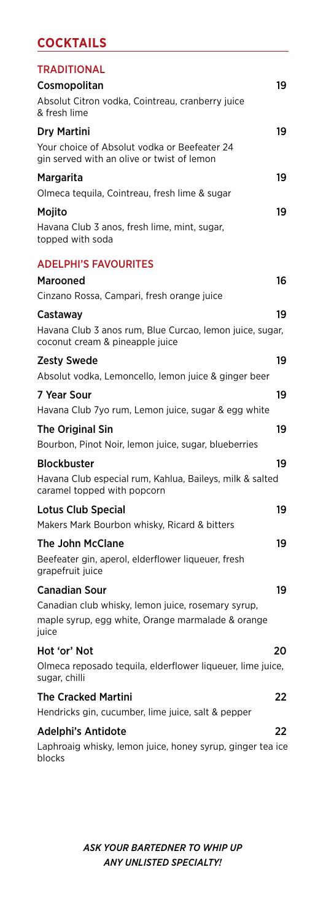# COCKTAILS

## TRADITIONAL

**Cosmopolitan** 19
Absolut Citron vodka, Cointreau, cranberry juice & fresh lime

**Dry Martini** 19
Your choice of Absolut vodka or Beefeater 24 gin served with an olive or twist of lemon

**Margarita** 19
Olmeca tequila, Cointreau, fresh lime & sugar

**Mojito** 19
Havana Club 3 anos, fresh lime, mint, sugar, topped with soda

## ADELPHI'S FAVOURITES

**Marooned** 16
Cinzano Rossa, Campari, fresh orange juice

**Castaway** 19
Havana Club 3 anos rum, Blue Curcao, lemon juice, sugar, coconut cream & pineapple juice

**Zesty Swede** 19
Absolut vodka, Lemoncello, lemon juice & ginger beer

**7 Year Sour** 19
Havana Club 7yo rum, Lemon juice, sugar & egg white

**The Original Sin** 19
Bourbon, Pinot Noir, lemon juice, sugar, blueberries

**Blockbuster** 19
Havana Club especial rum, Kahlua, Baileys, milk & salted caramel topped with popcorn

**Lotus Club Special** 19
Makers Mark Bourbon whisky, Ricard & bitters

**The John McClane** 19
Beefeater gin, aperol, elderflower liqueuer, fresh grapefruit juice

**Canadian Sour** 19
Canadian club whisky, lemon juice, rosemary syrup, maple syrup, egg white, Orange marmalade & orange juice

**Hot 'or' Not** 20
Olmeca reposado tequila, elderflower liqueuer, lime juice, sugar, chilli

**The Cracked Martini** 22
Hendricks gin, cucumber, lime juice, salt & pepper

**Adelphi's Antidote** 22
Laphroaig whisky, lemon juice, honey syrup, ginger tea ice blocks

*ASK YOUR BARTEDNER TO WHIP UP ANY UNLISTED SPECIALTY!*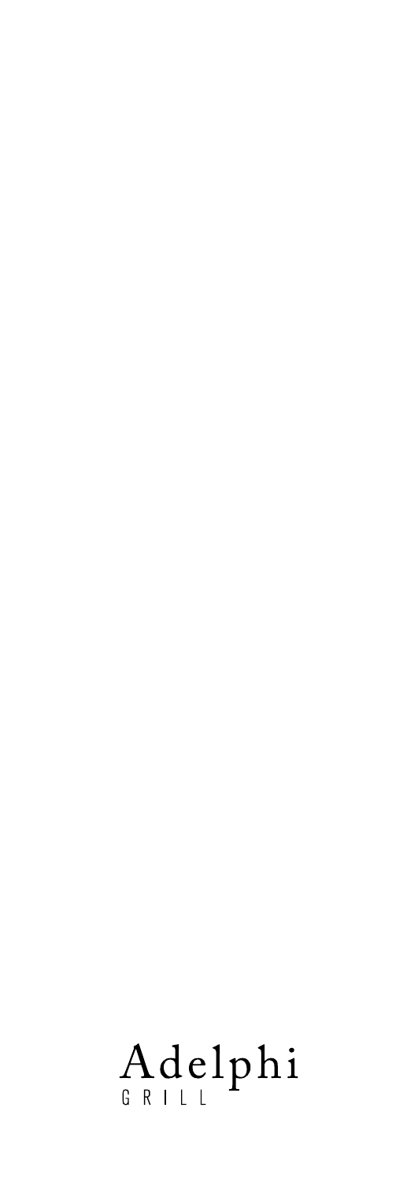Adelphi

GRILL